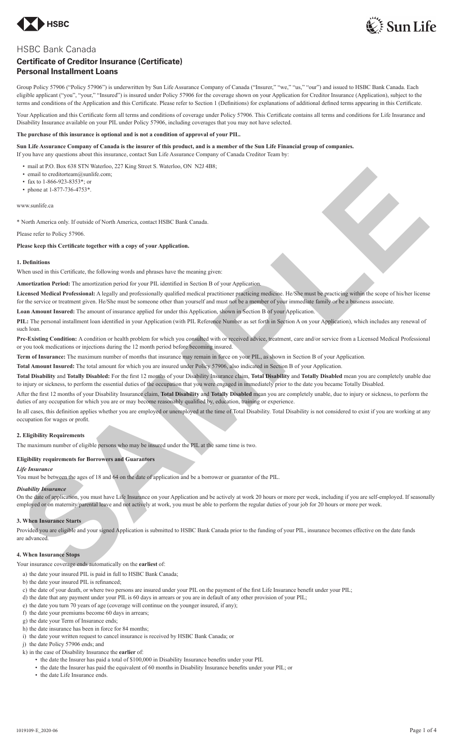HSBC Bank Canada

# Certificate of Creditor Insurance (Certificate) Personal Installment Loans

Group Policy 57906 ("Policy 57906") is underwritten by Sun Life Assurance Company of Canada ("Insurer," "we," "us," "our") and issued to HSBC Bank Canada. Each eligible applicant ("you", "your," "Insured") is insured under Policy 57906 for the coverage shown on your Application for Creditor Insurance (Application), subject to the terms and conditions of the Application and this Certificate. Please refer to Section 1 (Definitions) for explanations of additional defined terms appearing in this Certificate.

Your Application and this Certificate form all terms and conditions of coverage under Policy 57906. This Certificate contains all terms and conditions for Life Insurance and Disability Insurance available on your PIL under Policy 57906, including coverages that you may not have selected.

**The purchase of this insurance is optional and is not a condition of approval of your PIL.**

**Sun Life Assurance Company of Canada is the insurer of this product, and is a member of the Sun Life Financial group of companies.**

If you have any questions about this insurance, contact Sun Life Assurance Company of Canada Creditor Team by:

- mail at P.O. Box 638 STN Waterloo, 227 King Street S. Waterloo, ON N2J 4B8;
- email to creditorteam@sunlife.com;
- fax to 1-866-923-8353*; or
- phone at 1-877-736-4753*.

www.sunlife.ca

* North America only. If outside of North America, contact HSBC Bank Canada.

Please refer to Policy 57906.

**Please keep this Certificate together with a copy of your Application.**

### 1. Definitions

When used in this Certificate, the following words and phrases have the meaning given:

**Amortization Period:** The amortization period for your PIL identified in Section B of your Application.

**Licensed Medical Professional:** A legally and professionally qualified medical practitioner practicing medicine. He/She must be practicing within the scope of his/her license for the service or treatment given. He/She must be someone other than yourself and must not be a member of your immediate family or be a business associate.

**Loan Amount Insured:** The amount of insurance applied for under this Application, shown in Section B of your Application.

**PIL:** The personal installment loan identified in your Application (with PIL Reference Number as set forth in Section A on your Application), which includes any renewal of such loan.

**Pre-Existing Condition:** A condition or health problem for which you consulted with or received advice, treatment, care and/or service from a Licensed Medical Professional or you took medications or injections during the 12 month period before becoming insured.

**Term of Insurance:** The maximum number of months that insurance may remain in force on your PIL, as shown in Section B of your Application.

**Total Amount Insured:** The total amount for which you are insured under Policy 57906, also indicated in Section B of your Application.

**Total Disability** and **Totally Disabled:** For the first 12 months of your Disability Insurance claim, **Total Disability** and **Totally Disabled** mean you are completely unable due to injury or sickness, to perform the essential duties of the occupation that you were engaged in immediately prior to the date you became Totally Disabled.

After the first 12 months of your Disability Insurance claim, **Total Disability** and **Totally Disabled** mean you are completely unable, due to injury or sickness, to perform the duties of any occupation for which you are or may become reasonably qualified by, education, training or experience.

In all cases, this definition applies whether you are employed or unemployed at the time of Total Disability. Total Disability is not considered to exist if you are working at any occupation for wages or profit.

### 2. Eligibility Requirements

The maximum number of eligible persons who may be insured under the PIL at the same time is two.

**Eligibility requirements for Borrowers and Guarantors**

***Life Insurance***

You must be between the ages of 18 and 64 on the date of application and be a borrower or guarantor of the PIL.

***Disability Insurance***

On the date of application, you must have Life Insurance on your Application and be actively at work 20 hours or more per week, including if you are self-employed. If seasonally employed or on maternity/parental leave and not actively at work, you must be able to perform the regular duties of your job for 20 hours or more per week.

### 3. When Insurance Starts

Provided you are eligible and your signed Application is submitted to HSBC Bank Canada prior to the funding of your PIL, insurance becomes effective on the date funds are advanced.

### 4. When Insurance Stops

Your insurance coverage ends automatically on the **earliest** of:

a) the date your insured PIL is paid in full to HSBC Bank Canada;
b) the date your insured PIL is refinanced;
c) the date of your death, or where two persons are insured under your PIL on the payment of the first Life Insurance benefit under your PIL;
d) the date that any payment under your PIL is 60 days in arrears or you are in default of any other provision of your PIL;
e) the date you turn 70 years of age (coverage will continue on the younger insured, if any);
f) the date your premiums become 60 days in arrears;
g) the date your Term of Insurance ends;
h) the date insurance has been in force for 84 months;
i) the date your written request to cancel insurance is received by HSBC Bank Canada; or
j) the date Policy 57906 ends; and
k) in the case of Disability Insurance the **earlier** of:
   - the date the Insurer has paid a total of $100,000 in Disability Insurance benefits under your PIL
   - the date the Insurer has paid the equivalent of 60 months in Disability Insurance benefits under your PIL; or
   - the date Life Insurance ends.

1019109-E_2020-06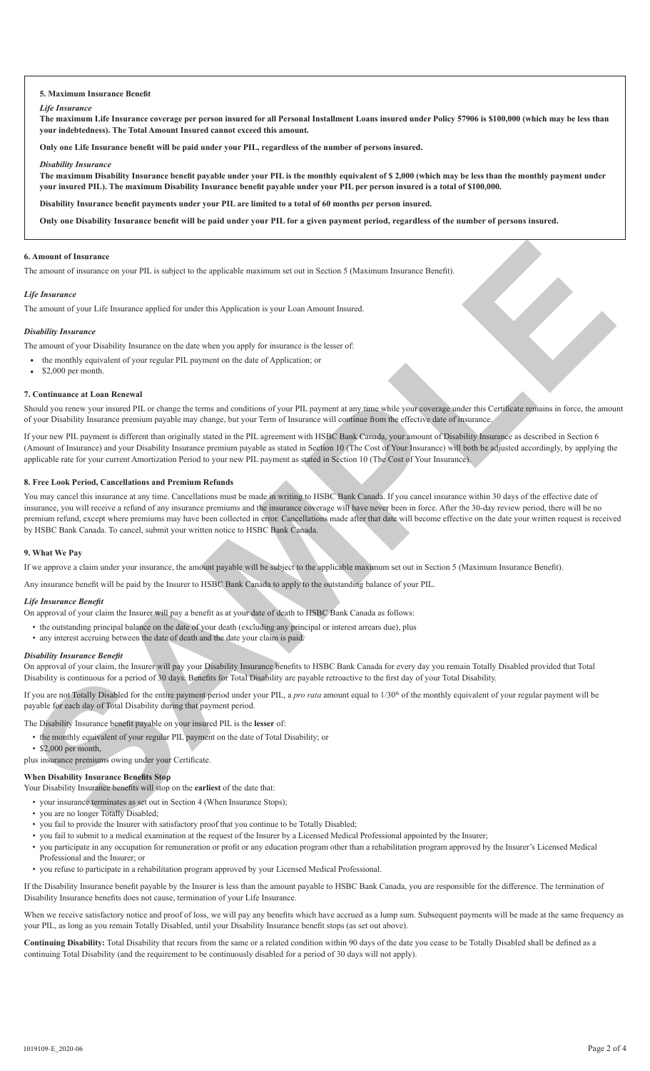## 5. Maximum Insurance Benefit

***Life Insurance***

**The maximum Life Insurance coverage per person insured for all Personal Installment Loans insured under Policy 57906 is $100,000 (which may be less than your indebtedness). The Total Amount Insured cannot exceed this amount.**

**Only one Life Insurance benefit will be paid under your PIL, regardless of the number of persons insured.**

***Disability Insurance***

**The maximum Disability Insurance benefit payable under your PIL is the monthly equivalent of $ 2,000 (which may be less than the monthly payment under your insured PIL). The maximum Disability Insurance benefit payable under your PIL per person insured is a total of $100,000.**

**Disability Insurance benefit payments under your PIL are limited to a total of 60 months per person insured.**

**Only one Disability Insurance benefit will be paid under your PIL for a given payment period, regardless of the number of persons insured.**

## 6. Amount of Insurance

The amount of insurance on your PIL is subject to the applicable maximum set out in Section 5 (Maximum Insurance Benefit).

***Life Insurance***

The amount of your Life Insurance applied for under this Application is your Loan Amount Insured.

***Disability Insurance***

The amount of your Disability Insurance on the date when you apply for insurance is the lesser of:

- the monthly equivalent of your regular PIL payment on the date of Application; or
- $2,000 per month.

## 7. Continuance at Loan Renewal

Should you renew your insured PIL or change the terms and conditions of your PIL payment at any time while your coverage under this Certificate remains in force, the amount of your Disability Insurance premium payable may change, but your Term of Insurance will continue from the effective date of insurance.

If your new PIL payment is different than originally stated in the PIL agreement with HSBC Bank Canada, your amount of Disability Insurance as described in Section 6 (Amount of Insurance) and your Disability Insurance premium payable as stated in Section 10 (The Cost of Your Insurance) will both be adjusted accordingly, by applying the applicable rate for your current Amortization Period to your new PIL payment as stated in Section 10 (The Cost of Your Insurance).

## 8. Free Look Period, Cancellations and Premium Refunds

You may cancel this insurance at any time. Cancellations must be made in writing to HSBC Bank Canada. If you cancel insurance within 30 days of the effective date of insurance, you will receive a refund of any insurance premiums and the insurance coverage will have never been in force. After the 30-day review period, there will be no premium refund, except where premiums may have been collected in error. Cancellations made after that date will become effective on the date your written request is received by HSBC Bank Canada. To cancel, submit your written notice to HSBC Bank Canada.

## 9. What We Pay

If we approve a claim under your insurance, the amount payable will be subject to the applicable maximum set out in Section 5 (Maximum Insurance Benefit).

Any insurance benefit will be paid by the Insurer to HSBC Bank Canada to apply to the outstanding balance of your PIL.

***Life Insurance Benefit***

On approval of your claim the Insurer will pay a benefit as at your date of death to HSBC Bank Canada as follows:

- the outstanding principal balance on the date of your death (excluding any principal or interest arrears due), plus
- any interest accruing between the date of death and the date your claim is paid.

***Disability Insurance Benefit***

On approval of your claim, the Insurer will pay your Disability Insurance benefits to HSBC Bank Canada for every day you remain Totally Disabled provided that Total Disability is continuous for a period of 30 days. Benefits for Total Disability are payable retroactive to the first day of your Total Disability.

If you are not Totally Disabled for the entire payment period under your PIL, a *pro rata* amount equal to 1/30th of the monthly equivalent of your regular payment will be payable for each day of Total Disability during that payment period.

The Disability Insurance benefit payable on your insured PIL is the **lesser** of:

- the monthly equivalent of your regular PIL payment on the date of Total Disability; or
- $2,000 per month,

plus insurance premiums owing under your Certificate.

**When Disability Insurance Benefits Stop**

Your Disability Insurance benefits will stop on the **earliest** of the date that:

- your insurance terminates as set out in Section 4 (When Insurance Stops);
- you are no longer Totally Disabled;
- you fail to provide the Insurer with satisfactory proof that you continue to be Totally Disabled;
- you fail to submit to a medical examination at the request of the Insurer by a Licensed Medical Professional appointed by the Insurer;
- you participate in any occupation for remuneration or profit or any education program other than a rehabilitation program approved by the Insurer's Licensed Medical Professional and the Insurer; or
- you refuse to participate in a rehabilitation program approved by your Licensed Medical Professional.

If the Disability Insurance benefit payable by the Insurer is less than the amount payable to HSBC Bank Canada, you are responsible for the difference. The termination of Disability Insurance benefits does not cause, termination of your Life Insurance.

When we receive satisfactory notice and proof of loss, we will pay any benefits which have accrued as a lump sum. Subsequent payments will be made at the same frequency as your PIL, as long as you remain Totally Disabled, until your Disability Insurance benefit stops (as set out above).

**Continuing Disability:** Total Disability that recurs from the same or a related condition within 90 days of the date you cease to be Totally Disabled shall be defined as a continuing Total Disability (and the requirement to be continuously disabled for a period of 30 days will not apply).

1019109-E_2020-06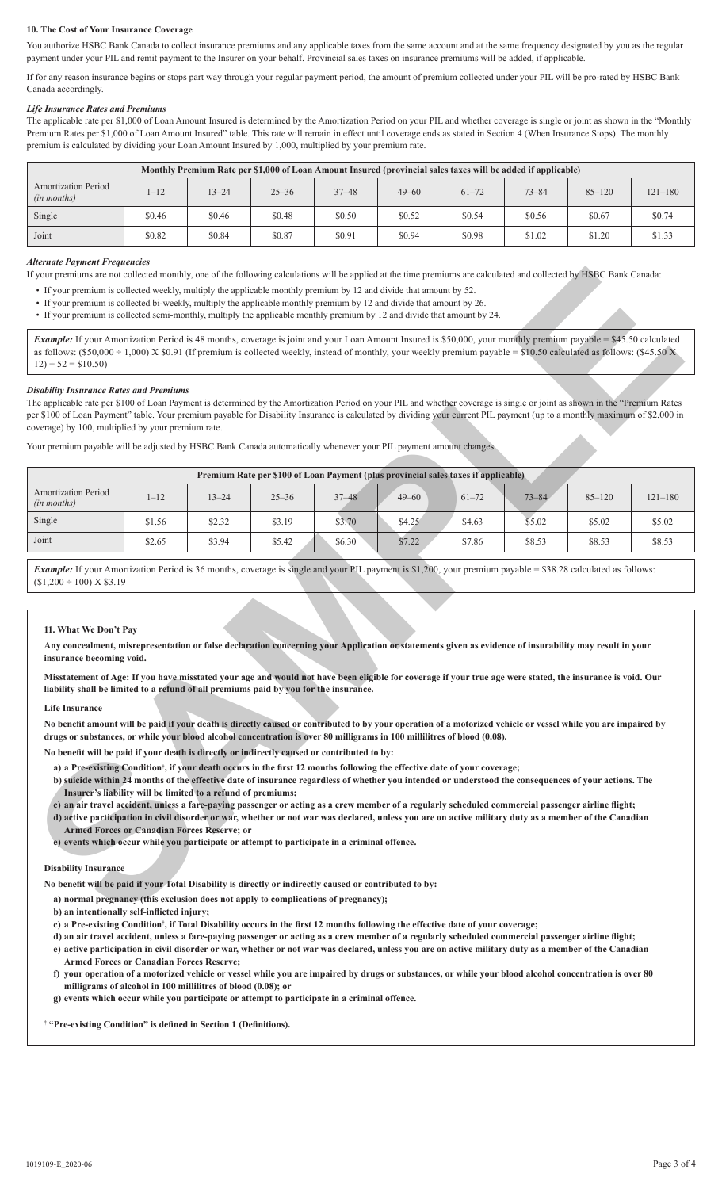### 10. The Cost of Your Insurance Coverage

You authorize HSBC Bank Canada to collect insurance premiums and any applicable taxes from the same account and at the same frequency designated by you as the regular payment under your PIL and remit payment to the Insurer on your behalf. Provincial sales taxes on insurance premiums will be added, if applicable.

If for any reason insurance begins or stops part way through your regular payment period, the amount of premium collected under your PIL will be pro-rated by HSBC Bank Canada accordingly.

***Life Insurance Rates and Premiums***

The applicable rate per $1,000 of Loan Amount Insured is determined by the Amortization Period on your PIL and whether coverage is single or joint as shown in the "Monthly Premium Rates per $1,000 of Loan Amount Insured" table. This rate will remain in effect until coverage ends as stated in Section 4 (When Insurance Stops). The monthly premium is calculated by dividing your Loan Amount Insured by 1,000, multiplied by your premium rate.

| Monthly Premium Rate per $1,000 of Loan Amount Insured (provincial sales taxes will be added if applicable) | | | | | | | | | |
|---|---|---|---|---|---|---|---|---|---|
| Amortization Period *(in months)* | 1–12 | 13–24 | 25–36 | 37–48 | 49–60 | 61–72 | 73–84 | 85–120 | 121–180 |
| Single | $0.46 | $0.46 | $0.48 | $0.50 | $0.52 | $0.54 | $0.56 | $0.67 | $0.74 |
| Joint | $0.82 | $0.84 | $0.87 | $0.91 | $0.94 | $0.98 | $1.02 | $1.20 | $1.33 |

***Alternate Payment Frequencies***

If your premiums are not collected monthly, one of the following calculations will be applied at the time premiums are calculated and collected by HSBC Bank Canada:

- If your premium is collected weekly, multiply the applicable monthly premium by 12 and divide that amount by 52.
- If your premium is collected bi-weekly, multiply the applicable monthly premium by 12 and divide that amount by 26.
- If your premium is collected semi-monthly, multiply the applicable monthly premium by 12 and divide that amount by 24.

***Example:*** If your Amortization Period is 48 months, coverage is joint and your Loan Amount Insured is $50,000, your monthly premium payable = $45.50 calculated as follows: ($50,000 ÷ 1,000) X $0.91 (If premium is collected weekly, instead of monthly, your weekly premium payable = $10.50 calculated as follows: ($45.50 X 12) ÷ 52 = $10.50)

***Disability Insurance Rates and Premiums***

The applicable rate per $100 of Loan Payment is determined by the Amortization Period on your PIL and whether coverage is single or joint as shown in the "Premium Rates per $100 of Loan Payment" table. Your premium payable for Disability Insurance is calculated by dividing your current PIL payment (up to a monthly maximum of $2,000 in coverage) by 100, multiplied by your premium rate.

Your premium payable will be adjusted by HSBC Bank Canada automatically whenever your PIL payment amount changes.

| Premium Rate per $100 of Loan Payment (plus provincial sales taxes if applicable) | | | | | | | | | |
|---|---|---|---|---|---|---|---|---|---|
| Amortization Period *(in months)* | 1–12 | 13–24 | 25–36 | 37–48 | 49–60 | 61–72 | 73–84 | 85–120 | 121–180 |
| Single | $1.56 | $2.32 | $3.19 | $3.70 | $4.25 | $4.63 | $5.02 | $5.02 | $5.02 |
| Joint | $2.65 | $3.94 | $5.42 | $6.30 | $7.22 | $7.86 | $8.53 | $8.53 | $8.53 |

***Example:*** If your Amortization Period is 36 months, coverage is single and your PIL payment is $1,200, your premium payable = $38.28 calculated as follows: ($1,200 ÷ 100) X $3.19

### 11. What We Don't Pay

**Any concealment, misrepresentation or false declaration concerning your Application or statements given as evidence of insurability may result in your insurance becoming void.**

**Misstatement of Age: If you have misstated your age and would not have been eligible for coverage if your true age were stated, the insurance is void. Our liability shall be limited to a refund of all premiums paid by you for the insurance.**

**Life Insurance**

**No benefit amount will be paid if your death is directly caused or contributed to by your operation of a motorized vehicle or vessel while you are impaired by drugs or substances, or while your blood alcohol concentration is over 80 milligrams in 100 millilitres of blood (0.08).**

**No benefit will be paid if your death is directly or indirectly caused or contributed to by:**

**a) a Pre-existing Condition†, if your death occurs in the first 12 months following the effective date of your coverage;**

**b) suicide within 24 months of the effective date of insurance regardless of whether you intended or understood the consequences of your actions. The Insurer's liability will be limited to a refund of premiums;**

**c) an air travel accident, unless a fare-paying passenger or acting as a crew member of a regularly scheduled commercial passenger airline flight;**

**d) active participation in civil disorder or war, whether or not war was declared, unless you are on active military duty as a member of the Canadian Armed Forces or Canadian Forces Reserve; or**

**e) events which occur while you participate or attempt to participate in a criminal offence.**

**Disability Insurance**

**No benefit will be paid if your Total Disability is directly or indirectly caused or contributed to by:**

**a) normal pregnancy (this exclusion does not apply to complications of pregnancy);**

**b) an intentionally self-inflicted injury;**

**c) a Pre-existing Condition†, if Total Disability occurs in the first 12 months following the effective date of your coverage;**

**d) an air travel accident, unless a fare-paying passenger or acting as a crew member of a regularly scheduled commercial passenger airline flight;**

**e) active participation in civil disorder or war, whether or not war was declared, unless you are on active military duty as a member of the Canadian Armed Forces or Canadian Forces Reserve;**

**f) your operation of a motorized vehicle or vessel while you are impaired by drugs or substances, or while your blood alcohol concentration is over 80 milligrams of alcohol in 100 millilitres of blood (0.08); or**

**g) events which occur while you participate or attempt to participate in a criminal offence.**

**† "Pre-existing Condition" is defined in Section 1 (Definitions).**

1019109-E_2020-06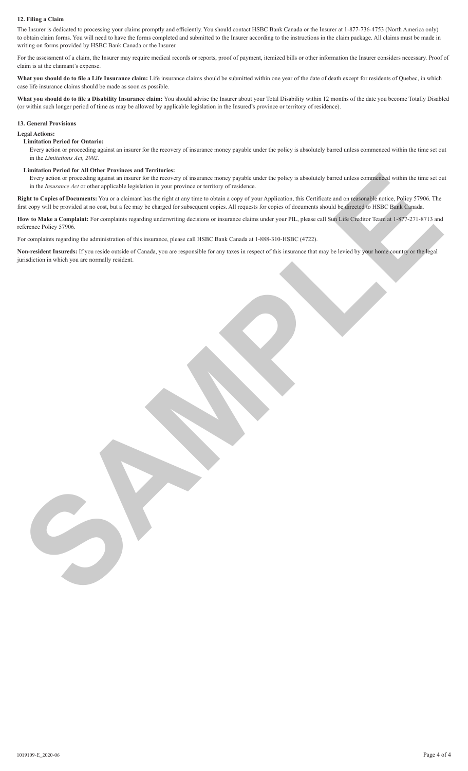## 12. Filing a Claim

The Insurer is dedicated to processing your claims promptly and efficiently. You should contact HSBC Bank Canada or the Insurer at 1-877-736-4753 (North America only) to obtain claim forms. You will need to have the forms completed and submitted to the Insurer according to the instructions in the claim package. All claims must be made in writing on forms provided by HSBC Bank Canada or the Insurer.

For the assessment of a claim, the Insurer may require medical records or reports, proof of payment, itemized bills or other information the Insurer considers necessary. Proof of claim is at the claimant's expense.

**What you should do to file a Life Insurance claim:** Life insurance claims should be submitted within one year of the date of death except for residents of Quebec, in which case life insurance claims should be made as soon as possible.

**What you should do to file a Disability Insurance claim:** You should advise the Insurer about your Total Disability within 12 months of the date you become Totally Disabled (or within such longer period of time as may be allowed by applicable legislation in the Insured's province or territory of residence).

## 13. General Provisions

**Legal Actions:**

**Limitation Period for Ontario:**

Every action or proceeding against an insurer for the recovery of insurance money payable under the policy is absolutely barred unless commenced within the time set out in the *Limitations Act, 2002*.

**Limitation Period for All Other Provinces and Territories:**

Every action or proceeding against an insurer for the recovery of insurance money payable under the policy is absolutely barred unless commenced within the time set out in the *Insurance Act* or other applicable legislation in your province or territory of residence.

**Right to Copies of Documents:** You or a claimant has the right at any time to obtain a copy of your Application, this Certificate and on reasonable notice, Policy 57906. The first copy will be provided at no cost, but a fee may be charged for subsequent copies. All requests for copies of documents should be directed to HSBC Bank Canada.

**How to Make a Complaint:** For complaints regarding underwriting decisions or insurance claims under your PIL, please call Sun Life Creditor Team at 1-877-271-8713 and reference Policy 57906.

For complaints regarding the administration of this insurance, please call HSBC Bank Canada at 1-888-310-HSBC (4722).

**Non-resident Insureds:** If you reside outside of Canada, you are responsible for any taxes in respect of this insurance that may be levied by your home country or the legal jurisdiction in which you are normally resident.

1019109-E_2020-06